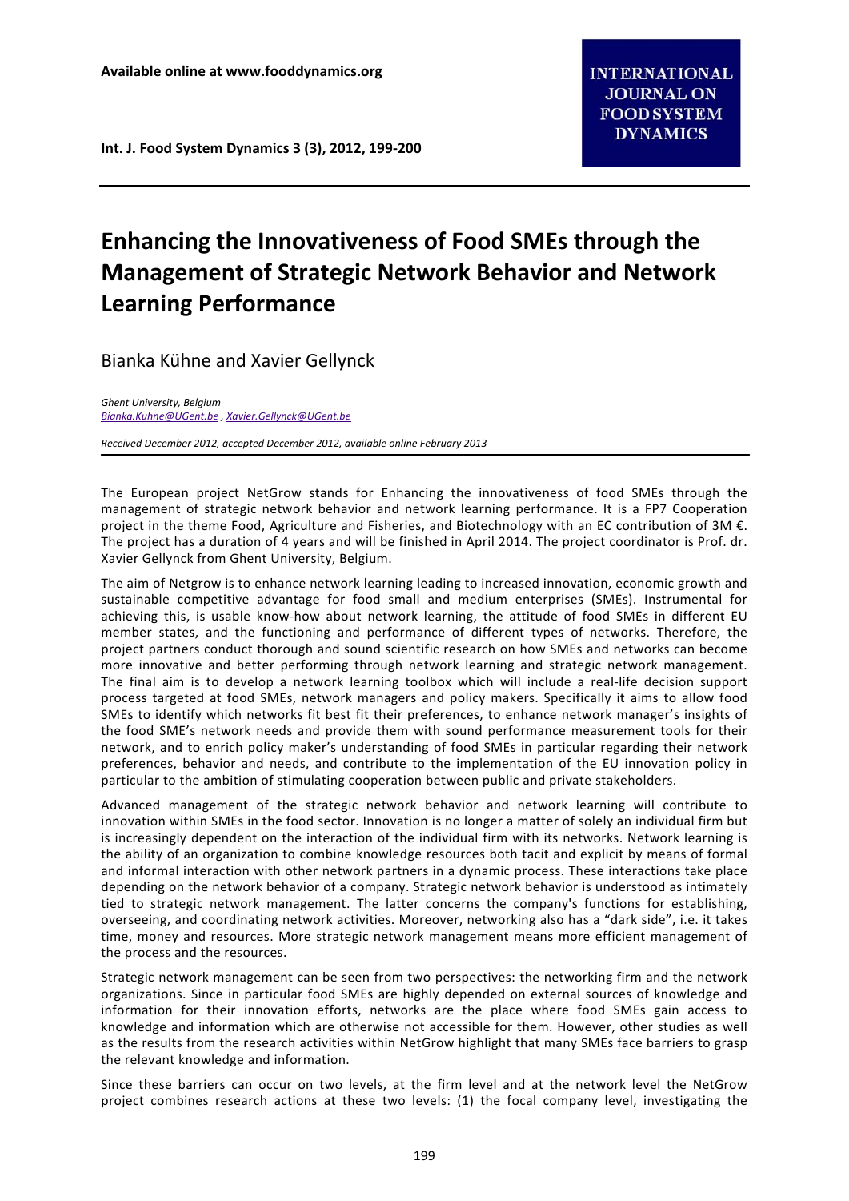# Enhancing the Innovativeness of Food SMEs through the Management of Strategic Network Behavior and Network Learning Performance

Bianka Kühne and Xavier Gellynck

*Ghent University, Belgium*
*Bianka.Kuhne@UGent.be , Xavier.Gellynck@UGent.be*

*Received December 2012, accepted December 2012, available online February 2013*

---

The European project NetGrow stands for Enhancing the innovativeness of food SMEs through the management of strategic network behavior and network learning performance. It is a FP7 Cooperation project in the theme Food, Agriculture and Fisheries, and Biotechnology with an EC contribution of 3M €. The project has a duration of 4 years and will be finished in April 2014. The project coordinator is Prof. dr. Xavier Gellynck from Ghent University, Belgium.

The aim of Netgrow is to enhance network learning leading to increased innovation, economic growth and sustainable competitive advantage for food small and medium enterprises (SMEs). Instrumental for achieving this, is usable know-how about network learning, the attitude of food SMEs in different EU member states, and the functioning and performance of different types of networks. Therefore, the project partners conduct thorough and sound scientific research on how SMEs and networks can become more innovative and better performing through network learning and strategic network management. The final aim is to develop a network learning toolbox which will include a real-life decision support process targeted at food SMEs, network managers and policy makers. Specifically it aims to allow food SMEs to identify which networks fit best fit their preferences, to enhance network manager's insights of the food SME's network needs and provide them with sound performance measurement tools for their network, and to enrich policy maker's understanding of food SMEs in particular regarding their network preferences, behavior and needs, and contribute to the implementation of the EU innovation policy in particular to the ambition of stimulating cooperation between public and private stakeholders.

Advanced management of the strategic network behavior and network learning will contribute to innovation within SMEs in the food sector. Innovation is no longer a matter of solely an individual firm but is increasingly dependent on the interaction of the individual firm with its networks. Network learning is the ability of an organization to combine knowledge resources both tacit and explicit by means of formal and informal interaction with other network partners in a dynamic process. These interactions take place depending on the network behavior of a company. Strategic network behavior is understood as intimately tied to strategic network management. The latter concerns the company's functions for establishing, overseeing, and coordinating network activities. Moreover, networking also has a "dark side", i.e. it takes time, money and resources. More strategic network management means more efficient management of the process and the resources.

Strategic network management can be seen from two perspectives: the networking firm and the network organizations. Since in particular food SMEs are highly depended on external sources of knowledge and information for their innovation efforts, networks are the place where food SMEs gain access to knowledge and information which are otherwise not accessible for them. However, other studies as well as the results from the research activities within NetGrow highlight that many SMEs face barriers to grasp the relevant knowledge and information.

Since these barriers can occur on two levels, at the firm level and at the network level the NetGrow project combines research actions at these two levels: (1) the focal company level, investigating the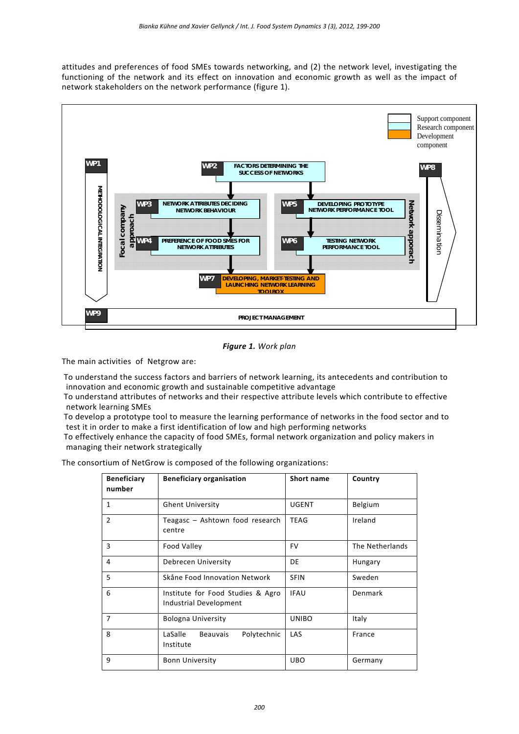attitudes and preferences of food SMEs towards networking, and (2) the network level, investigating the functioning of the network and its effect on innovation and economic growth as well as the impact of network stakeholders on the network performance (figure 1).

Support component
Research component
Development component

WP1
METHODOLOGICAL INTEGRATION

WP2
FACTORS DETERMINING THE SUCCESS OF NETWORKS

Focal company approach

WP3
NETWORK ATTRIBUTES DECIDING NETWORK BEHAVIOUR

WP4
PREFERENCE OF FOOD SMES FOR NETWORK ATTRIBUTES

WP5
DEVELOPING PROTOTYPE NETWORK PERFORMANCE TOOL

WP6
TESTING NETWORK PERFORMANCE TOOL

Network approach

WP7
DEVELOPING, MARKET-TESTING AND LAUNCHING NETWORK LEARNING TOOLBOX

WP8
Dissemination

WP9
PROJECT MANAGEMENT

***Figure 1.*** *Work plan*

The main activities of Netgrow are:

- To understand the success factors and barriers of network learning, its antecedents and contribution to innovation and economic growth and sustainable competitive advantage
- To understand attributes of networks and their respective attribute levels which contribute to effective network learning SMEs
- To develop a prototype tool to measure the learning performance of networks in the food sector and to test it in order to make a first identification of low and high performing networks
- To effectively enhance the capacity of food SMEs, formal network organization and policy makers in managing their network strategically

The consortium of NetGrow is composed of the following organizations:

| Beneficiary number | Beneficiary organisation | Short name | Country |
|---|---|---|---|
| 1 | Ghent University | UGENT | Belgium |
| 2 | Teagasc – Ashtown food research centre | TEAG | Ireland |
| 3 | Food Valley | FV | The Netherlands |
| 4 | Debrecen University | DE | Hungary |
| 5 | Skåne Food Innovation Network | SFIN | Sweden |
| 6 | Institute for Food Studies & Agro Industrial Development | IFAU | Denmark |
| 7 | Bologna University | UNIBO | Italy |
| 8 | LaSalle Beauvais Polytechnic Institute | LAS | France |
| 9 | Bonn University | UBO | Germany |